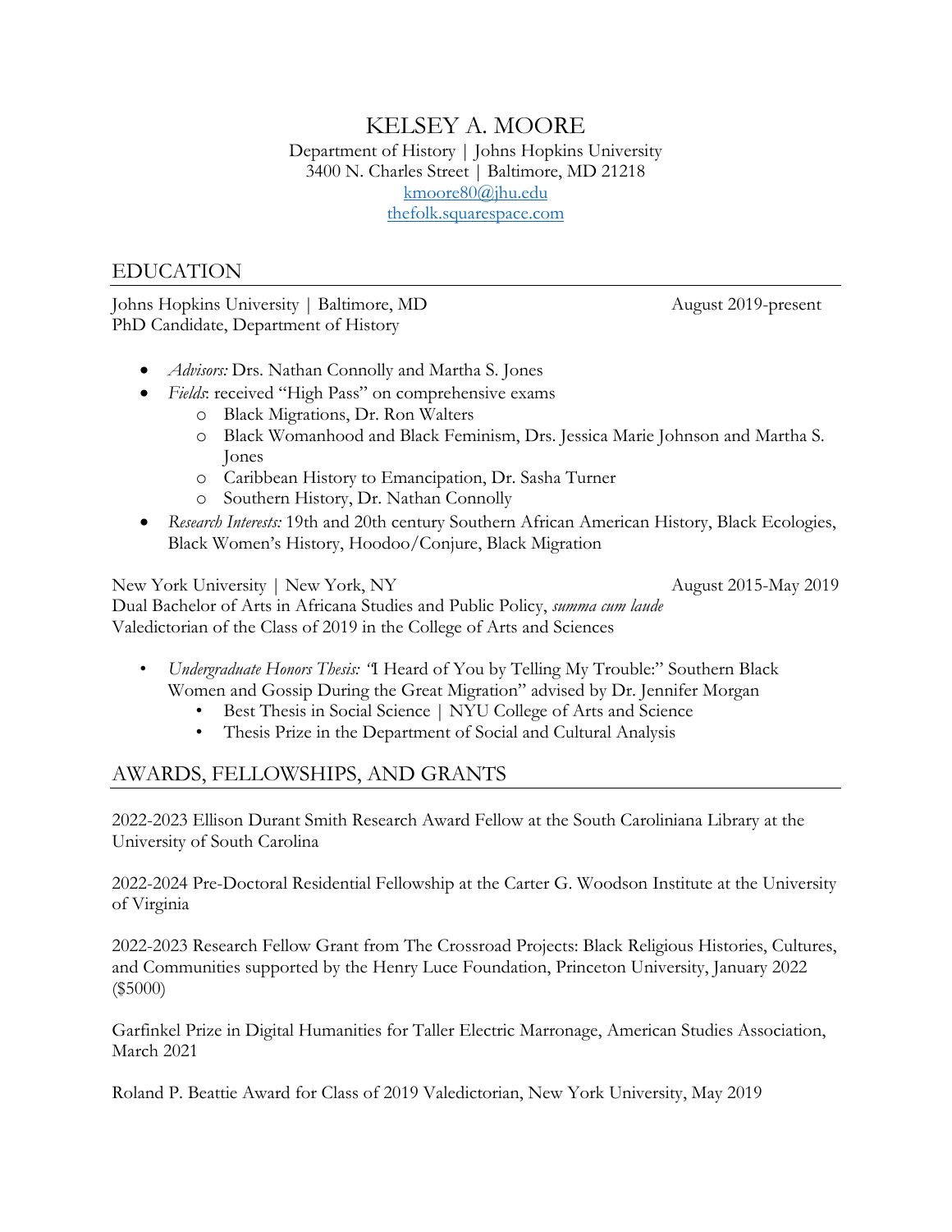# KELSEY A. MOORE

Department of History | Johns Hopkins University
3400 N. Charles Street | Baltimore, MD 21218
kmoore80@jhu.edu
thefolk.squarespace.com

## EDUCATION

Johns Hopkins University | Baltimore, MD — August 2019-present
PhD Candidate, Department of History

- *Advisors:* Drs. Nathan Connolly and Martha S. Jones
- *Fields*: received "High Pass" on comprehensive exams
  - Black Migrations, Dr. Ron Walters
  - Black Womanhood and Black Feminism, Drs. Jessica Marie Johnson and Martha S. Jones
  - Caribbean History to Emancipation, Dr. Sasha Turner
  - Southern History, Dr. Nathan Connolly
- *Research Interests:* 19th and 20th century Southern African American History, Black Ecologies, Black Women's History, Hoodoo/Conjure, Black Migration

New York University | New York, NY — August 2015-May 2019
Dual Bachelor of Arts in Africana Studies and Public Policy, *summa cum laude*
Valedictorian of the Class of 2019 in the College of Arts and Sciences

- *Undergraduate Honors Thesis:* "I Heard of You by Telling My Trouble:" Southern Black Women and Gossip During the Great Migration" advised by Dr. Jennifer Morgan
  - Best Thesis in Social Science | NYU College of Arts and Science
  - Thesis Prize in the Department of Social and Cultural Analysis

## AWARDS, FELLOWSHIPS, AND GRANTS

2022-2023 Ellison Durant Smith Research Award Fellow at the South Caroliniana Library at the University of South Carolina

2022-2024 Pre-Doctoral Residential Fellowship at the Carter G. Woodson Institute at the University of Virginia

2022-2023 Research Fellow Grant from The Crossroad Projects: Black Religious Histories, Cultures, and Communities supported by the Henry Luce Foundation, Princeton University, January 2022 ($5000)

Garfinkel Prize in Digital Humanities for Taller Electric Marronage, American Studies Association, March 2021

Roland P. Beattie Award for Class of 2019 Valedictorian, New York University, May 2019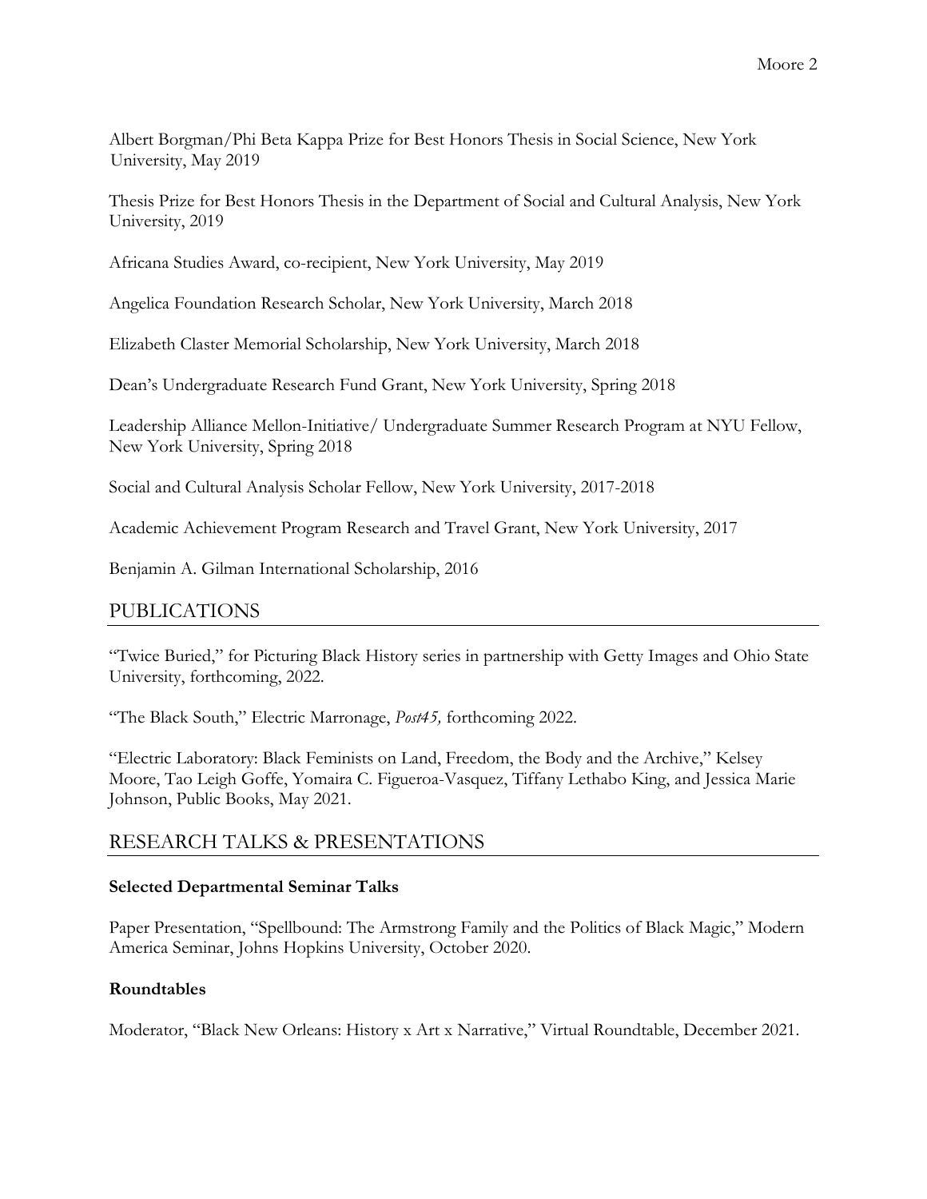Albert Borgman/Phi Beta Kappa Prize for Best Honors Thesis in Social Science, New York University, May 2019

Thesis Prize for Best Honors Thesis in the Department of Social and Cultural Analysis, New York University, 2019

Africana Studies Award, co-recipient, New York University, May 2019

Angelica Foundation Research Scholar, New York University, March 2018

Elizabeth Claster Memorial Scholarship, New York University, March 2018

Dean's Undergraduate Research Fund Grant, New York University, Spring 2018

Leadership Alliance Mellon-Initiative/ Undergraduate Summer Research Program at NYU Fellow, New York University, Spring 2018

Social and Cultural Analysis Scholar Fellow, New York University, 2017-2018

Academic Achievement Program Research and Travel Grant, New York University, 2017

Benjamin A. Gilman International Scholarship, 2016

## PUBLICATIONS

"Twice Buried," for Picturing Black History series in partnership with Getty Images and Ohio State University, forthcoming, 2022.

"The Black South," Electric Marronage, *Post45,* forthcoming 2022.

"Electric Laboratory: Black Feminists on Land, Freedom, the Body and the Archive," Kelsey Moore, Tao Leigh Goffe, Yomaira C. Figueroa-Vasquez, Tiffany Lethabo King, and Jessica Marie Johnson, Public Books, May 2021.

## RESEARCH TALKS & PRESENTATIONS

**Selected Departmental Seminar Talks**

Paper Presentation, "Spellbound: The Armstrong Family and the Politics of Black Magic," Modern America Seminar, Johns Hopkins University, October 2020.

**Roundtables**

Moderator, "Black New Orleans: History x Art x Narrative," Virtual Roundtable, December 2021.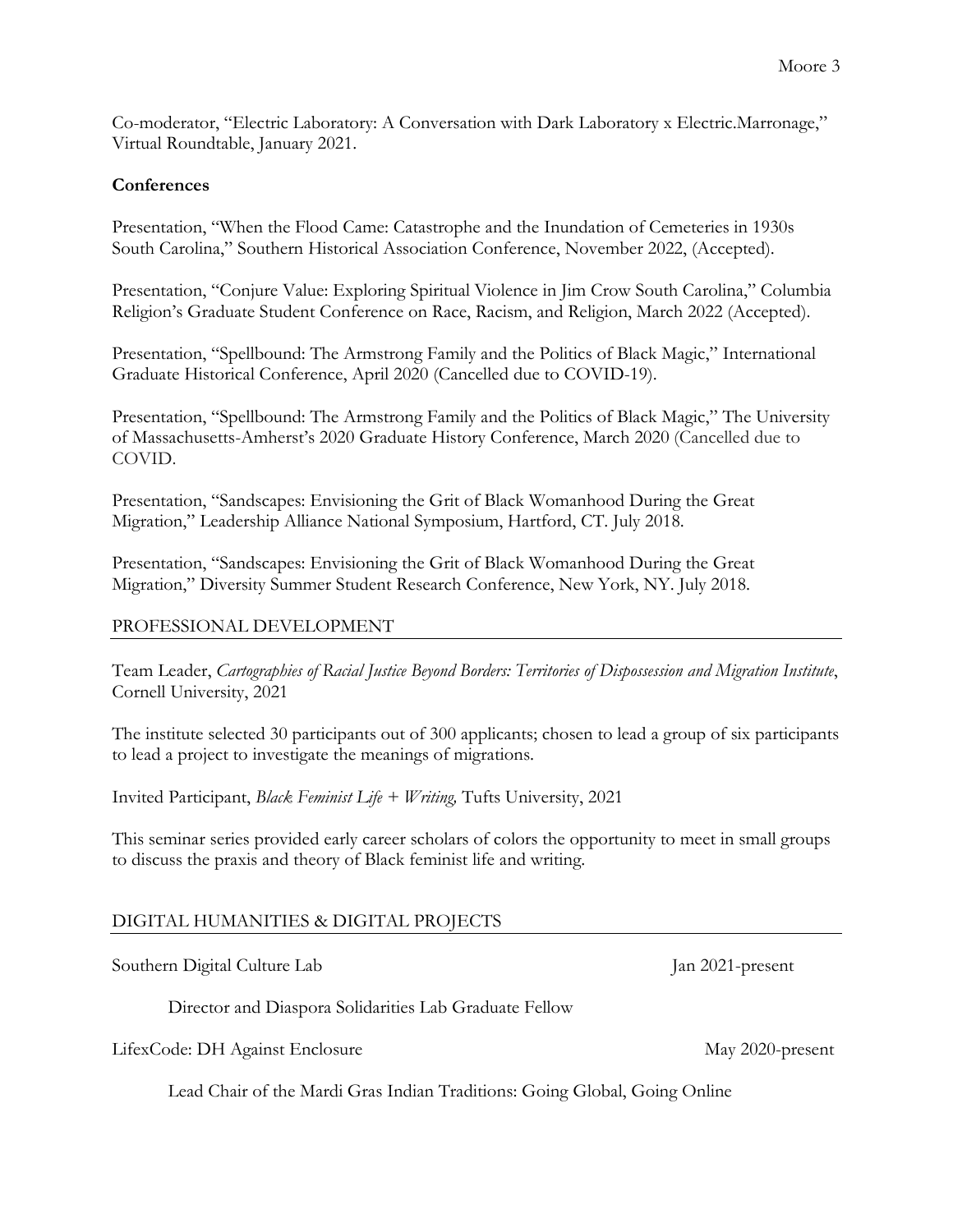Co-moderator, "Electric Laboratory: A Conversation with Dark Laboratory x Electric.Marronage," Virtual Roundtable, January 2021.

**Conferences**

Presentation, "When the Flood Came: Catastrophe and the Inundation of Cemeteries in 1930s South Carolina," Southern Historical Association Conference, November 2022, (Accepted).

Presentation, "Conjure Value: Exploring Spiritual Violence in Jim Crow South Carolina," Columbia Religion's Graduate Student Conference on Race, Racism, and Religion, March 2022 (Accepted).

Presentation, "Spellbound: The Armstrong Family and the Politics of Black Magic," International Graduate Historical Conference, April 2020 (Cancelled due to COVID-19).

Presentation, "Spellbound: The Armstrong Family and the Politics of Black Magic," The University of Massachusetts-Amherst's 2020 Graduate History Conference, March 2020 (Cancelled due to COVID.

Presentation, "Sandscapes: Envisioning the Grit of Black Womanhood During the Great Migration," Leadership Alliance National Symposium, Hartford, CT. July 2018.

Presentation, "Sandscapes: Envisioning the Grit of Black Womanhood During the Great Migration," Diversity Summer Student Research Conference, New York, NY. July 2018.

## PROFESSIONAL DEVELOPMENT

Team Leader, *Cartographies of Racial Justice Beyond Borders: Territories of Dispossession and Migration Institute*, Cornell University, 2021

The institute selected 30 participants out of 300 applicants; chosen to lead a group of six participants to lead a project to investigate the meanings of migrations.

Invited Participant, *Black Feminist Life + Writing,* Tufts University, 2021

This seminar series provided early career scholars of colors the opportunity to meet in small groups to discuss the praxis and theory of Black feminist life and writing.

## DIGITAL HUMANITIES & DIGITAL PROJECTS

Southern Digital Culture Lab — Jan 2021-present

Director and Diaspora Solidarities Lab Graduate Fellow

LifexCode: DH Against Enclosure — May 2020-present

Lead Chair of the Mardi Gras Indian Traditions: Going Global, Going Online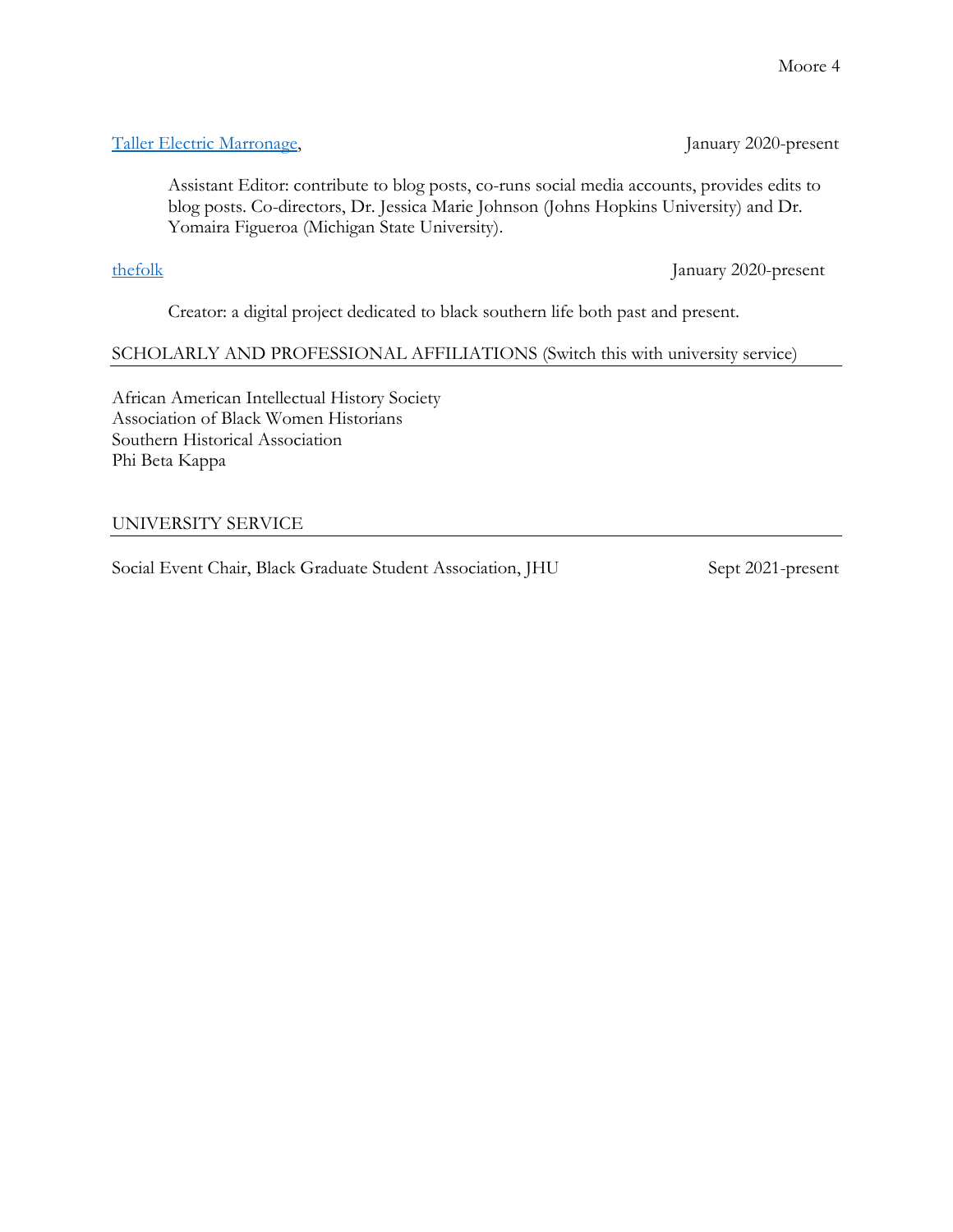[Taller Electric Marronage](), January 2020-present

Assistant Editor: contribute to blog posts, co-runs social media accounts, provides edits to blog posts. Co-directors, Dr. Jessica Marie Johnson (Johns Hopkins University) and Dr. Yomaira Figueroa (Michigan State University).

[thefolk]() January 2020-present

Creator: a digital project dedicated to black southern life both past and present.

## SCHOLARLY AND PROFESSIONAL AFFILIATIONS (Switch this with university service)

African American Intellectual History Society
Association of Black Women Historians
Southern Historical Association
Phi Beta Kappa

## UNIVERSITY SERVICE

Social Event Chair, Black Graduate Student Association, JHU Sept 2021-present